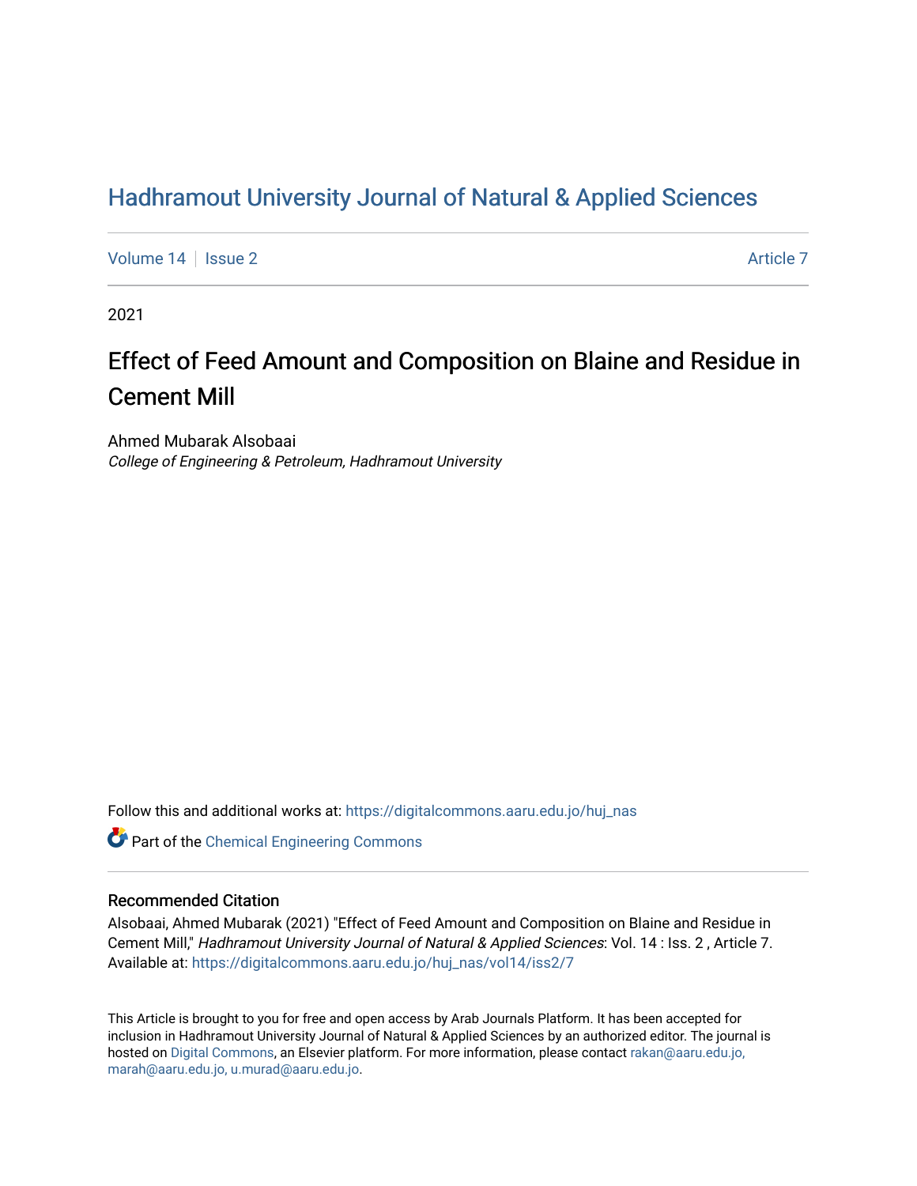# Hadhramout University Journal of Natural & Applied Sciences

Volume 14 | Issue 2 Article 7

2021

## Effect of Feed Amount and Composition on Blaine and Residue in Cement Mill

Ahmed Mubarak Alsobaai
*College of Engineering & Petroleum, Hadhramout University*

Follow this and additional works at: https://digitalcommons.aaru.edu.jo/huj_nas

Part of the Chemical Engineering Commons

### Recommended Citation

Alsobaai, Ahmed Mubarak (2021) "Effect of Feed Amount and Composition on Blaine and Residue in Cement Mill," *Hadhramout University Journal of Natural & Applied Sciences*: Vol. 14 : Iss. 2 , Article 7.
Available at: https://digitalcommons.aaru.edu.jo/huj_nas/vol14/iss2/7

This Article is brought to you for free and open access by Arab Journals Platform. It has been accepted for inclusion in Hadhramout University Journal of Natural & Applied Sciences by an authorized editor. The journal is hosted on Digital Commons, an Elsevier platform. For more information, please contact rakan@aaru.edu.jo, marah@aaru.edu.jo, u.murad@aaru.edu.jo.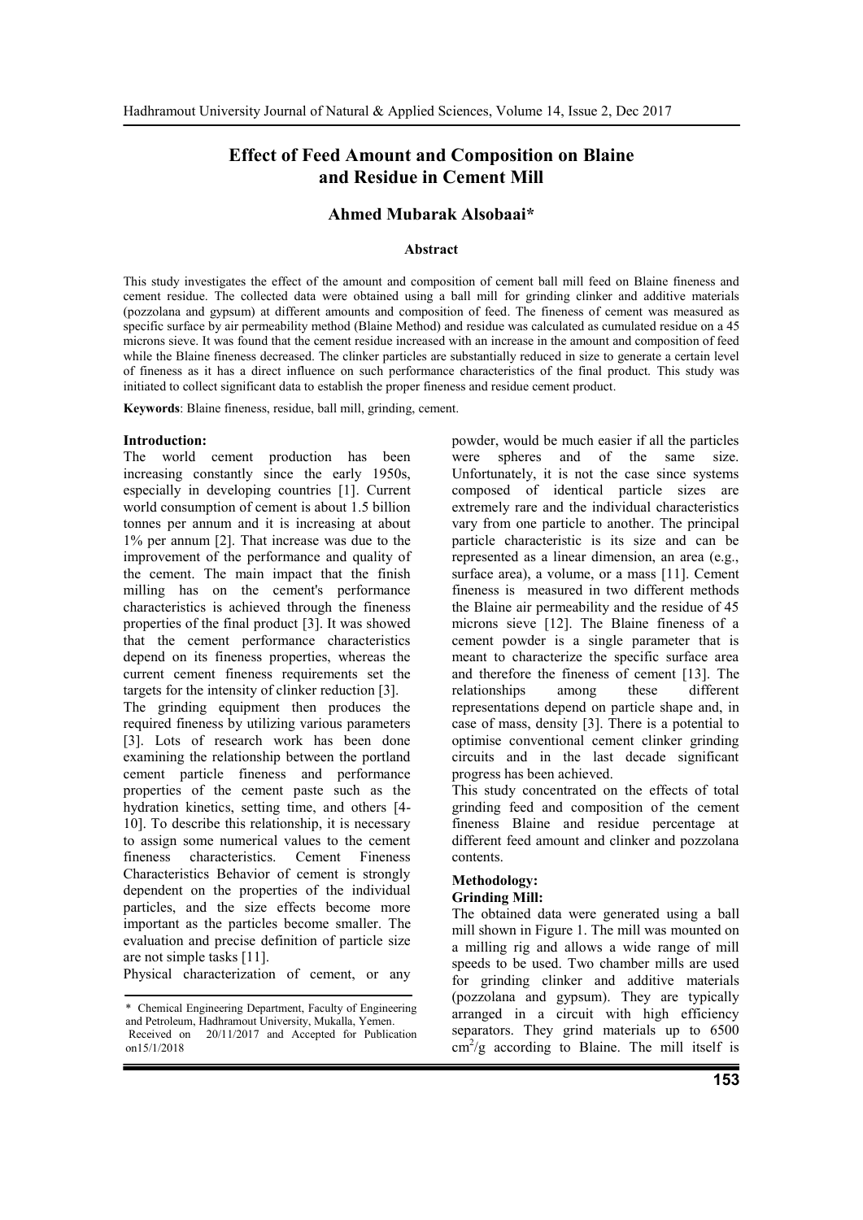# Effect of Feed Amount and Composition on Blaine and Residue in Cement Mill

### Ahmed Mubarak Alsobaai*

#### Abstract

This study investigates the effect of the amount and composition of cement ball mill feed on Blaine fineness and cement residue. The collected data were obtained using a ball mill for grinding clinker and additive materials (pozzolana and gypsum) at different amounts and composition of feed. The fineness of cement was measured as specific surface by air permeability method (Blaine Method) and residue was calculated as cumulated residue on a 45 microns sieve. It was found that the cement residue increased with an increase in the amount and composition of feed while the Blaine fineness decreased. The clinker particles are substantially reduced in size to generate a certain level of fineness as it has a direct influence on such performance characteristics of the final product. This study was initiated to collect significant data to establish the proper fineness and residue cement product.

**Keywords**: Blaine fineness, residue, ball mill, grinding, cement.

**Introduction:**

The world cement production has been increasing constantly since the early 1950s, especially in developing countries [1]. Current world consumption of cement is about 1.5 billion tonnes per annum and it is increasing at about 1% per annum [2]. That increase was due to the improvement of the performance and quality of the cement. The main impact that the finish milling has on the cement's performance characteristics is achieved through the fineness properties of the final product [3]. It was showed that the cement performance characteristics depend on its fineness properties, whereas the current cement fineness requirements set the targets for the intensity of clinker reduction [3].

The grinding equipment then produces the required fineness by utilizing various parameters [3]. Lots of research work has been done examining the relationship between the portland cement particle fineness and performance properties of the cement paste such as the hydration kinetics, setting time, and others [4-10]. To describe this relationship, it is necessary to assign some numerical values to the cement fineness characteristics. Cement Fineness Characteristics Behavior of cement is strongly dependent on the properties of the individual particles, and the size effects become more important as the particles become smaller. The evaluation and precise definition of particle size are not simple tasks [11].

Physical characterization of cement, or any powder, would be much easier if all the particles were spheres and of the same size. Unfortunately, it is not the case since systems composed of identical particle sizes are extremely rare and the individual characteristics vary from one particle to another. The principal particle characteristic is its size and can be represented as a linear dimension, an area (e.g., surface area), a volume, or a mass [11]. Cement fineness is measured in two different methods the Blaine air permeability and the residue of 45 microns sieve [12]. The Blaine fineness of a cement powder is a single parameter that is meant to characterize the specific surface area and therefore the fineness of cement [13]. The relationships among these different representations depend on particle shape and, in case of mass, density [3]. There is a potential to optimise conventional cement clinker grinding circuits and in the last decade significant progress has been achieved.

This study concentrated on the effects of total grinding feed and composition of the cement fineness Blaine and residue percentage at different feed amount and clinker and pozzolana contents.

**Methodology:**

**Grinding Mill:**

The obtained data were generated using a ball mill shown in Figure 1. The mill was mounted on a milling rig and allows a wide range of mill speeds to be used. Two chamber mills are used for grinding clinker and additive materials (pozzolana and gypsum). They are typically arranged in a circuit with high efficiency separators. They grind materials up to 6500 $cm^2/g$ according to Blaine. The mill itself is

\* Chemical Engineering Department, Faculty of Engineering and Petroleum, Hadhramout University, Mukalla, Yemen.
Received on 20/11/2017 and Accepted for Publication on15/1/2018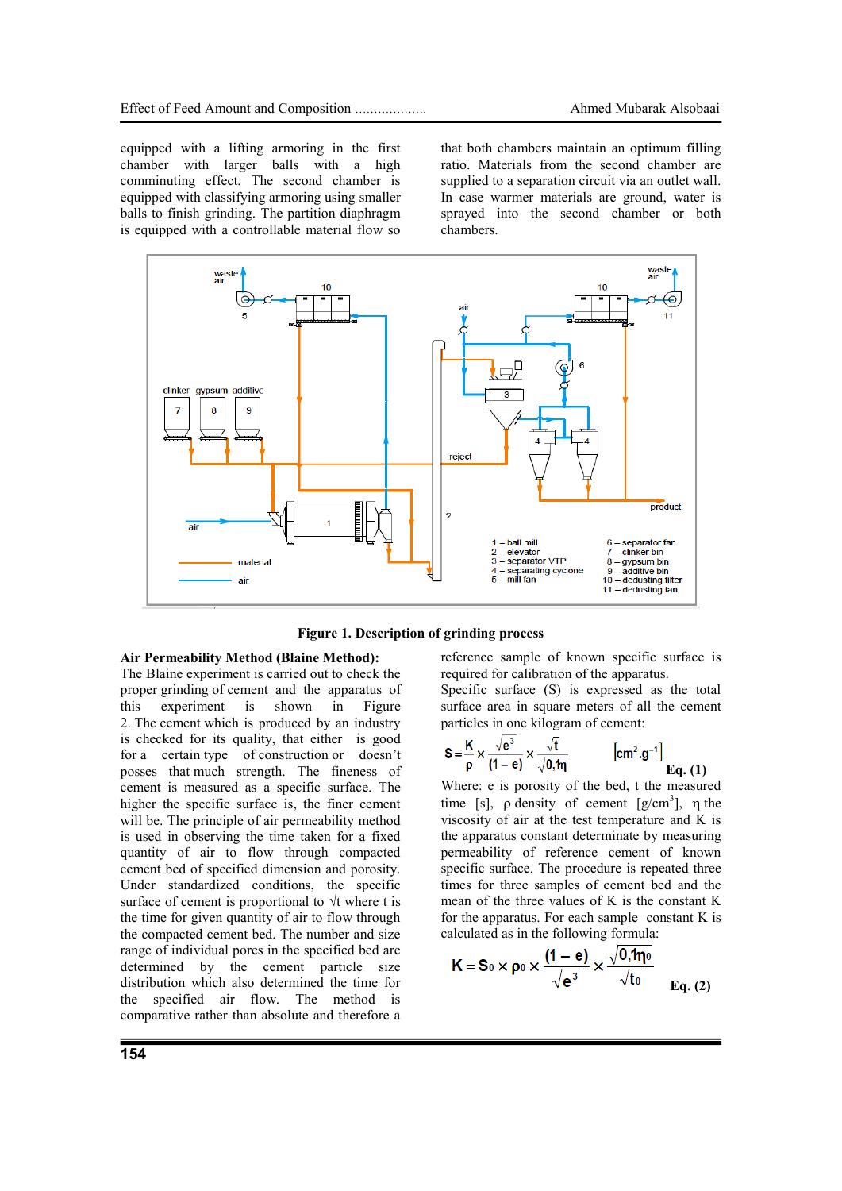equipped with a lifting armoring in the first chamber with larger balls with a high comminuting effect. The second chamber is equipped with classifying armoring using smaller balls to finish grinding. The partition diaphragm is equipped with a controllable material flow so that both chambers maintain an optimum filling ratio. Materials from the second chamber are supplied to a separation circuit via an outlet wall. In case warmer materials are ground, water is sprayed into the second chamber or both chambers.

**Figure 1. Description of grinding process**

**Air Permeability Method (Blaine Method):**

The Blaine experiment is carried out to check the proper grinding of cement and the apparatus of this experiment is shown in Figure 2. The cement which is produced by an industry is checked for its quality, that either is good for a certain type of construction or doesn't posses that much strength. The fineness of cement is measured as a specific surface. The higher the specific surface is, the finer cement will be. The principle of air permeability method is used in observing the time taken for a fixed quantity of air to flow through compacted cement bed of specified dimension and porosity. Under standardized conditions, the specific surface of cement is proportional to $\sqrt{t}$ where t is the time for given quantity of air to flow through the compacted cement bed. The number and size range of individual pores in the specified bed are determined by the cement particle size distribution which also determined the time for the specified air flow. The method is comparative rather than absolute and therefore a reference sample of known specific surface is required for calibration of the apparatus.

Specific surface (S) is expressed as the total surface area in square meters of all the cement particles in one kilogram of cement:

$$S = \frac{K}{\rho} \times \frac{\sqrt{e^3}}{(1-e)} \times \frac{\sqrt{t}}{\sqrt{0{,}1\eta}} \qquad \left[cm^2 . g^{-1}\right] \qquad \textbf{Eq. (1)}$$

Where: e is porosity of the bed, t the measured time [s], ρ density of cement [g/cm$^3$], η the viscosity of air at the test temperature and K is the apparatus constant determinate by measuring permeability of reference cement of known specific surface. The procedure is repeated three times for three samples of cement bed and the mean of the three values of K is the constant K for the apparatus. For each sample constant K is calculated as in the following formula:

$$K = S_0 \times \rho_0 \times \frac{(1-e)}{\sqrt{e^3}} \times \frac{\sqrt{0{,}1\eta_0}}{\sqrt{t_0}} \qquad \textbf{Eq. (2)}$$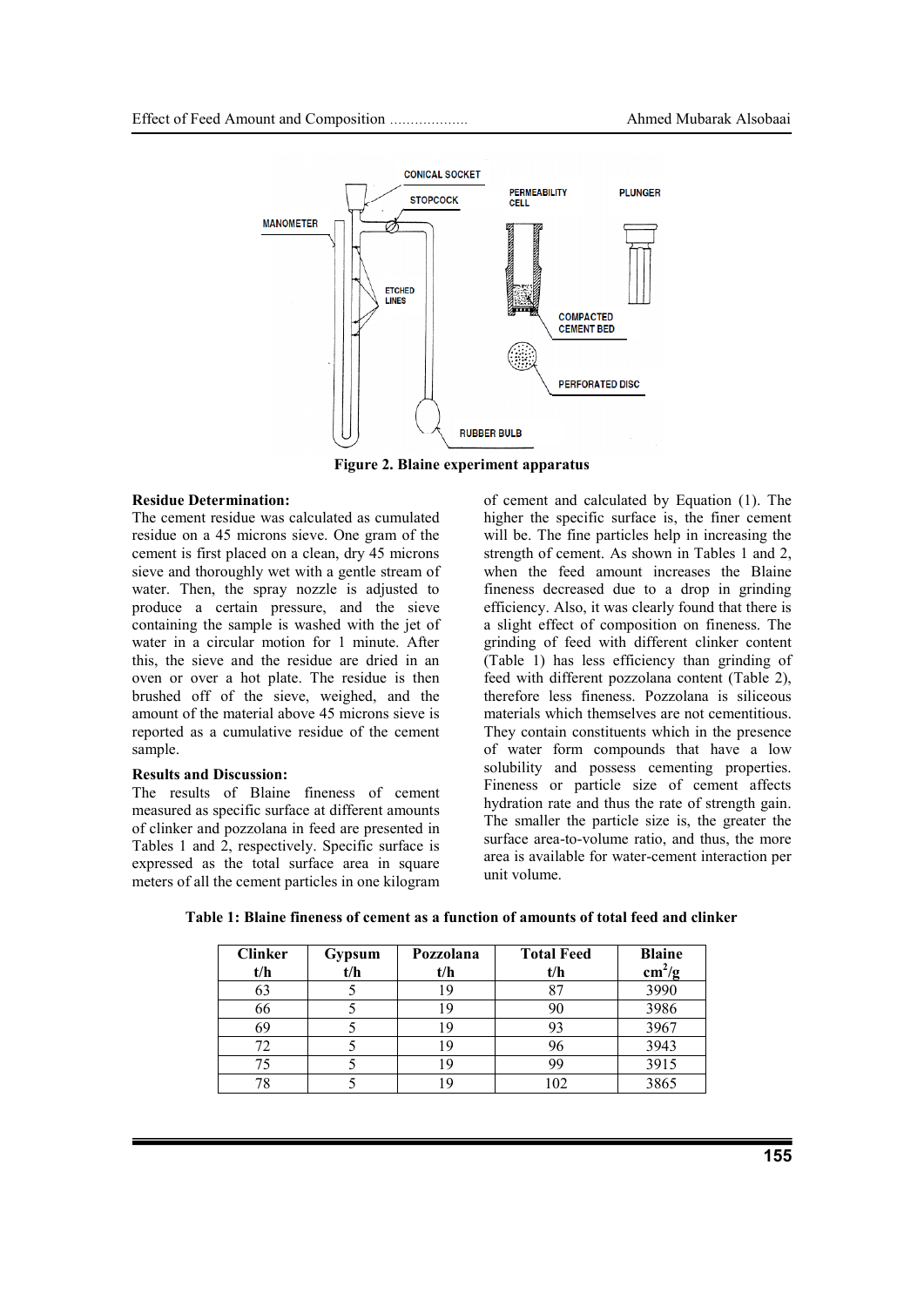Figure 2. Blaine experiment apparatus

**Residue Determination:**

The cement residue was calculated as cumulated residue on a 45 microns sieve. One gram of the cement is first placed on a clean, dry 45 microns sieve and thoroughly wet with a gentle stream of water. Then, the spray nozzle is adjusted to produce a certain pressure, and the sieve containing the sample is washed with the jet of water in a circular motion for 1 minute. After this, the sieve and the residue are dried in an oven or over a hot plate. The residue is then brushed off of the sieve, weighed, and the amount of the material above 45 microns sieve is reported as a cumulative residue of the cement sample.

**Results and Discussion:**

The results of Blaine fineness of cement measured as specific surface at different amounts of clinker and pozzolana in feed are presented in Tables 1 and 2, respectively. Specific surface is expressed as the total surface area in square meters of all the cement particles in one kilogram of cement and calculated by Equation (1). The higher the specific surface is, the finer cement will be. The fine particles help in increasing the strength of cement. As shown in Tables 1 and 2, when the feed amount increases the Blaine fineness decreased due to a drop in grinding efficiency. Also, it was clearly found that there is a slight effect of composition on fineness. The grinding of feed with different clinker content (Table 1) has less efficiency than grinding of feed with different pozzolana content (Table 2), therefore less fineness. Pozzolana is siliceous materials which themselves are not cementitious. They contain constituents which in the presence of water form compounds that have a low solubility and possess cementing properties. Fineness or particle size of cement affects hydration rate and thus the rate of strength gain. The smaller the particle size is, the greater the surface area-to-volume ratio, and thus, the more area is available for water-cement interaction per unit volume.

**Table 1: Blaine fineness of cement as a function of amounts of total feed and clinker**

| Clinker t/h | Gypsum t/h | Pozzolana t/h | Total Feed t/h | Blaine $cm^2/g$ |
|---|---|---|---|---|
| 63 | 5 | 19 | 87 | 3990 |
| 66 | 5 | 19 | 90 | 3986 |
| 69 | 5 | 19 | 93 | 3967 |
| 72 | 5 | 19 | 96 | 3943 |
| 75 | 5 | 19 | 99 | 3915 |
| 78 | 5 | 19 | 102 | 3865 |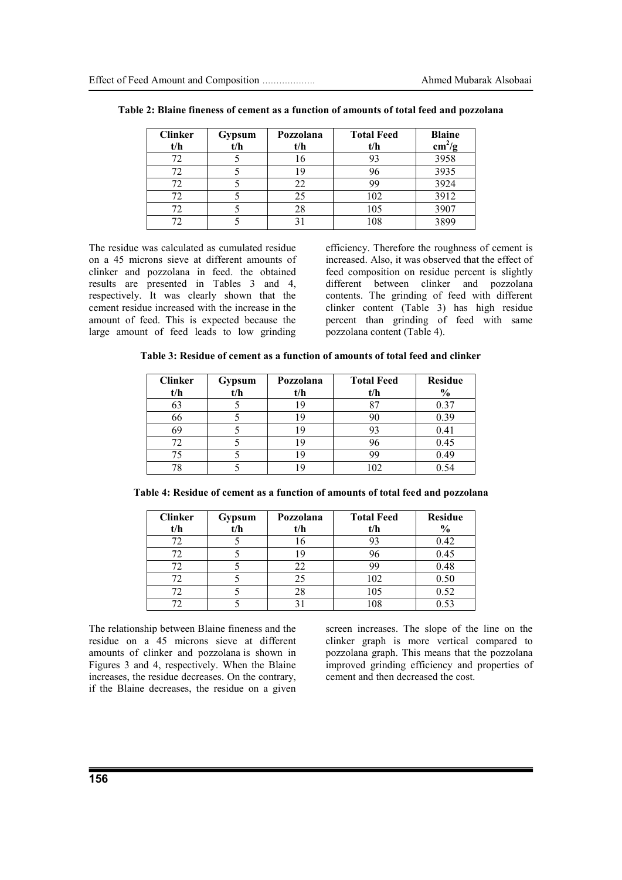**Table 2: Blaine fineness of cement as a function of amounts of total feed and pozzolana**

| Clinker t/h | Gypsum t/h | Pozzolana t/h | Total Feed t/h | Blaine $cm^2/g$ |
|---|---|---|---|---|
| 72 | 5 | 16 | 93 | 3958 |
| 72 | 5 | 19 | 96 | 3935 |
| 72 | 5 | 22 | 99 | 3924 |
| 72 | 5 | 25 | 102 | 3912 |
| 72 | 5 | 28 | 105 | 3907 |
| 72 | 5 | 31 | 108 | 3899 |

The residue was calculated as cumulated residue on a 45 microns sieve at different amounts of clinker and pozzolana in feed. the obtained results are presented in Tables 3 and 4, respectively. It was clearly shown that the cement residue increased with the increase in the amount of feed. This is expected because the large amount of feed leads to low grinding efficiency. Therefore the roughness of cement is increased. Also, it was observed that the effect of feed composition on residue percent is slightly different between clinker and pozzolana contents. The grinding of feed with different clinker content (Table 3) has high residue percent than grinding of feed with same pozzolana content (Table 4).

**Table 3: Residue of cement as a function of amounts of total feed and clinker**

| Clinker t/h | Gypsum t/h | Pozzolana t/h | Total Feed t/h | Residue % |
|---|---|---|---|---|
| 63 | 5 | 19 | 87 | 0.37 |
| 66 | 5 | 19 | 90 | 0.39 |
| 69 | 5 | 19 | 93 | 0.41 |
| 72 | 5 | 19 | 96 | 0.45 |
| 75 | 5 | 19 | 99 | 0.49 |
| 78 | 5 | 19 | 102 | 0.54 |

**Table 4: Residue of cement as a function of amounts of total feed and pozzolana**

| Clinker t/h | Gypsum t/h | Pozzolana t/h | Total Feed t/h | Residue % |
|---|---|---|---|---|
| 72 | 5 | 16 | 93 | 0.42 |
| 72 | 5 | 19 | 96 | 0.45 |
| 72 | 5 | 22 | 99 | 0.48 |
| 72 | 5 | 25 | 102 | 0.50 |
| 72 | 5 | 28 | 105 | 0.52 |
| 72 | 5 | 31 | 108 | 0.53 |

The relationship between Blaine fineness and the residue on a 45 microns sieve at different amounts of clinker and pozzolana is shown in Figures 3 and 4, respectively. When the Blaine increases, the residue decreases. On the contrary, if the Blaine decreases, the residue on a given screen increases. The slope of the line on the clinker graph is more vertical compared to pozzolana graph. This means that the pozzolana improved grinding efficiency and properties of cement and then decreased the cost.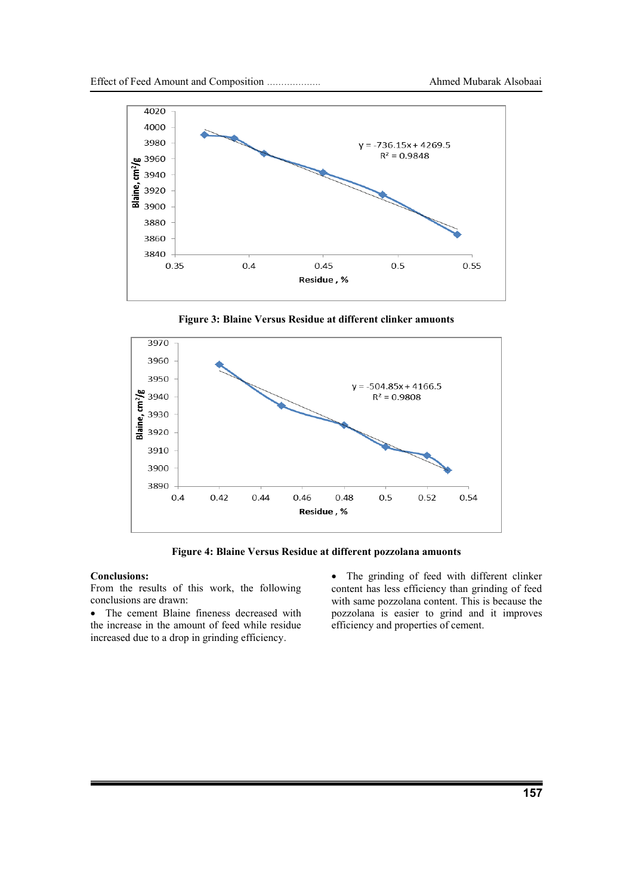Figure 3: Blaine Versus Residue at different clinker amuonts

Figure 4: Blaine Versus Residue at different pozzolana amuonts

**Conclusions:**

From the results of this work, the following conclusions are drawn:

- The cement Blaine fineness decreased with the increase in the amount of feed while residue increased due to a drop in grinding efficiency.
- The grinding of feed with different clinker content has less efficiency than grinding of feed with same pozzolana content. This is because the pozzolana is easier to grind and it improves efficiency and properties of cement.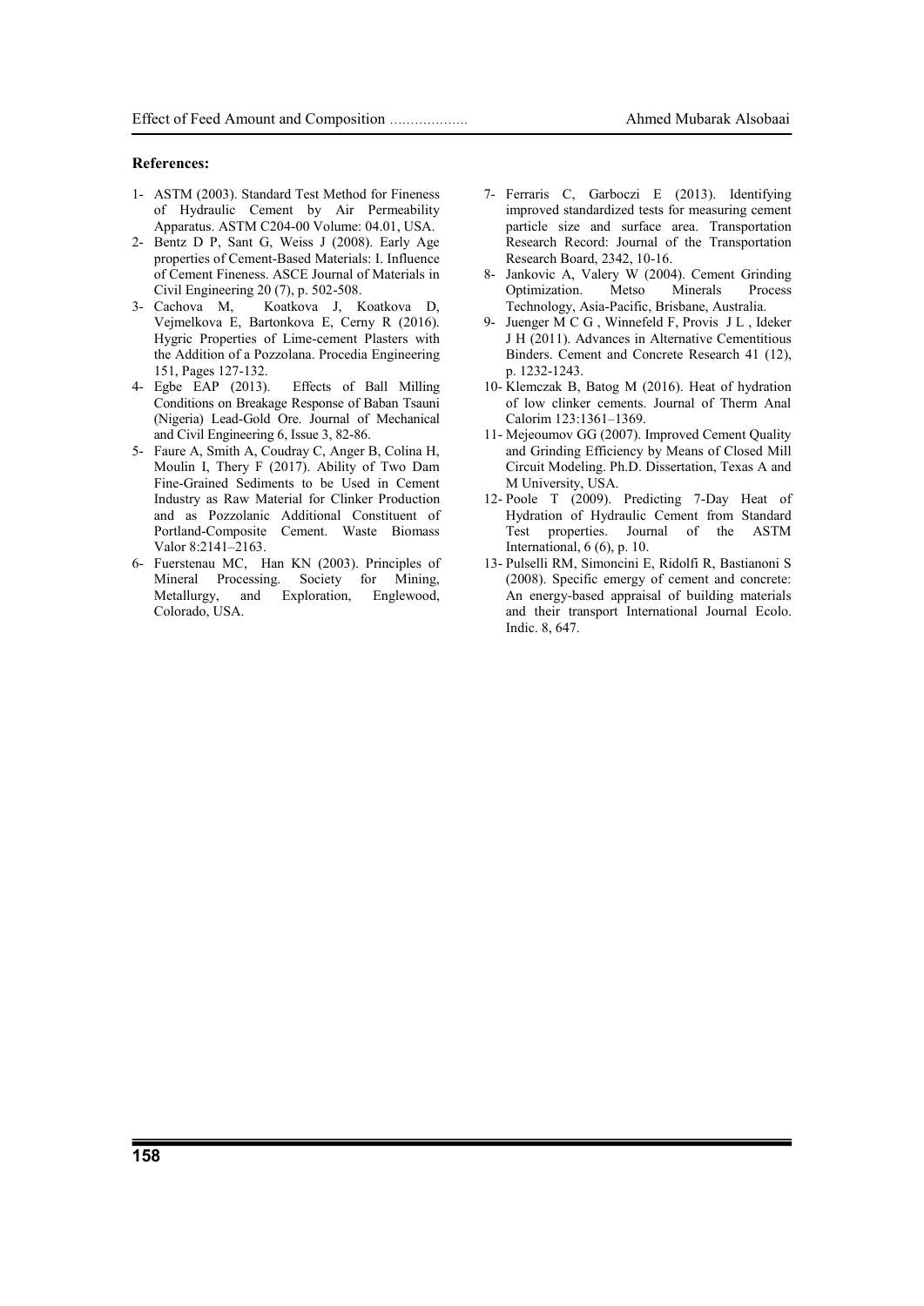**References:**

1- ASTM (2003). Standard Test Method for Fineness of Hydraulic Cement by Air Permeability Apparatus. ASTM C204-00 Volume: 04.01, USA.

2- Bentz D P, Sant G, Weiss J (2008). Early Age properties of Cement-Based Materials: I. Influence of Cement Fineness. ASCE Journal of Materials in Civil Engineering 20 (7), p. 502-508.

3- Cachova M, Koatkova J, Koatkova D, Vejmelkova E, Bartonkova E, Cerny R (2016). Hygric Properties of Lime-cement Plasters with the Addition of a Pozzolana. Procedia Engineering 151, Pages 127-132.

4- Egbe EAP (2013). Effects of Ball Milling Conditions on Breakage Response of Baban Tsauni (Nigeria) Lead-Gold Ore. Journal of Mechanical and Civil Engineering 6, Issue 3, 82-86.

5- Faure A, Smith A, Coudray C, Anger B, Colina H, Moulin I, Thery F (2017). Ability of Two Dam Fine-Grained Sediments to be Used in Cement Industry as Raw Material for Clinker Production and as Pozzolanic Additional Constituent of Portland-Composite Cement. Waste Biomass Valor 8:2141–2163.

6- Fuerstenau MC, Han KN (2003). Principles of Mineral Processing. Society for Mining, Metallurgy, and Exploration, Englewood, Colorado, USA.

7- Ferraris C, Garboczi E (2013). Identifying improved standardized tests for measuring cement particle size and surface area. Transportation Research Record: Journal of the Transportation Research Board, 2342, 10-16.

8- Jankovic A, Valery W (2004). Cement Grinding Optimization. Metso Minerals Process Technology, Asia-Pacific, Brisbane, Australia.

9- Juenger M C G , Winnefeld F, Provis J L , Ideker J H (2011). Advances in Alternative Cementitious Binders. Cement and Concrete Research 41 (12), p. 1232-1243.

10- Klemczak B, Batog M (2016). Heat of hydration of low clinker cements. Journal of Therm Anal Calorim 123:1361–1369.

11- Mejeoumov GG (2007). Improved Cement Quality and Grinding Efficiency by Means of Closed Mill Circuit Modeling. Ph.D. Dissertation, Texas A and M University, USA.

12- Poole T (2009). Predicting 7-Day Heat of Hydration of Hydraulic Cement from Standard Test properties. Journal of the ASTM International, 6 (6), p. 10.

13- Pulselli RM, Simoncini E, Ridolfi R, Bastianoni S (2008). Specific emergy of cement and concrete: An energy-based appraisal of building materials and their transport International Journal Ecolo. Indic. 8, 647.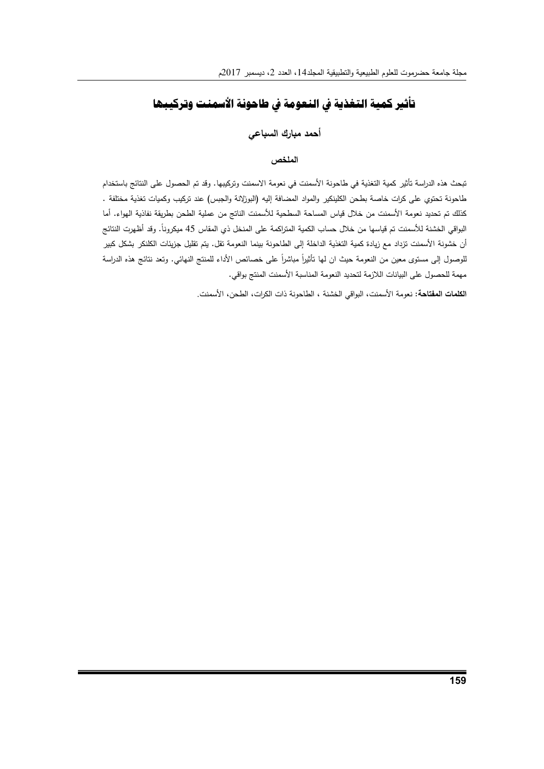# تأثير كمية التغذية في النعومة في طاحونة الأسمنت وتركيبها

**أحمد مبارك السباعي**

**الملخص**

تبحث هذه الدراسة تأثير كمية التغذية في طاحونة الأسمنت في نعومة الاسمنت وتركيبها. وقد تم الحصول على النتائج باستخدام طاحونة تحتوي على كرات خاصة بطحن الكلينكير والمواد المضافة إليه (البوزلانة والجبس) عند تركيب وكميات تغذية مختلفة . كذلك تم تحديد نعومة الأسمنت من خلال قياس المساحة السطحية للأسمنت الناتج من عملية الطحن بطريقة نفاذية الهواء. أما البواقي الخشنة للأسمنت تم قياسها من خلال حساب الكمية المتراكمة على المنخل ذي المقاس 45 ميكروناً. وقد أظهرت النتائج أن خشونة الأسمنت تزداد مع زيادة كمية التغذية الداخلة إلى الطاحونة بينما النعومة تقل. يتم تقليل جزيئات الكلنكر بشكل كبير للوصول إلى مستوى معين من النعومة حيث ان لها تأثيراً مباشراً على خصائص الأداء للمنتج النهائي. وتعد نتائج هذه الدراسة مهمة للحصول على البيانات اللازمة لتحديد النعومة المناسبة الأسمنت المنتج بواقي.

**الكلمات المفتاحة:** نعومة الأسمنت، البواقي الخشنة ، الطاحونة ذات الكرات، الطحن، الأسمنت.